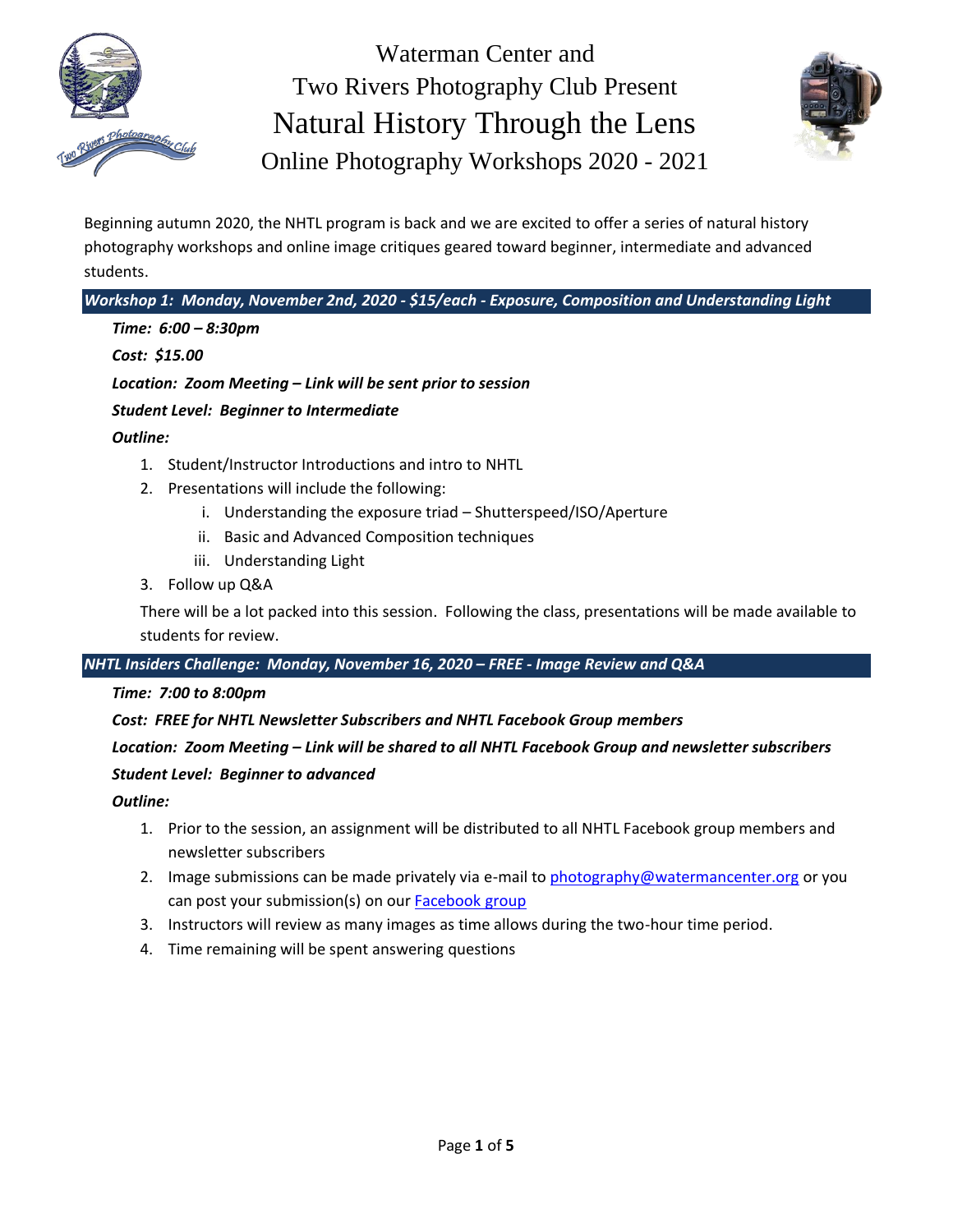# Waterman Center and Two Rivers Photography Club Present

# Natural History Through the Lens

## Online Photography Workshops 2020 - 2021

Beginning autumn 2020, the NHTL program is back and we are excited to offer a series of natural history photography workshops and online image critiques geared toward beginner, intermediate and advanced students.

### *Workshop 1: Monday, November 2nd, 2020 - $15/each - Exposure, Composition and Understanding Light*

***Time: 6:00 – 8:30pm***

***Cost: $15.00***

***Location: Zoom Meeting – Link will be sent prior to session***

***Student Level: Beginner to Intermediate***

***Outline:***

1. Student/Instructor Introductions and intro to NHTL
2. Presentations will include the following:
   i. Understanding the exposure triad – Shutterspeed/ISO/Aperture
   ii. Basic and Advanced Composition techniques
   iii. Understanding Light
3. Follow up Q&A

There will be a lot packed into this session. Following the class, presentations will be made available to students for review.

### *NHTL Insiders Challenge: Monday, November 16, 2020 – FREE - Image Review and Q&A*

***Time: 7:00 to 8:00pm***

***Cost: FREE for NHTL Newsletter Subscribers and NHTL Facebook Group members***

***Location: Zoom Meeting – Link will be shared to all NHTL Facebook Group and newsletter subscribers***

***Student Level: Beginner to advanced***

***Outline:***

1. Prior to the session, an assignment will be distributed to all NHTL Facebook group members and newsletter subscribers
2. Image submissions can be made privately via e-mail to photography@watermancenter.org or you can post your submission(s) on our Facebook group
3. Instructors will review as many images as time allows during the two-hour time period.
4. Time remaining will be spent answering questions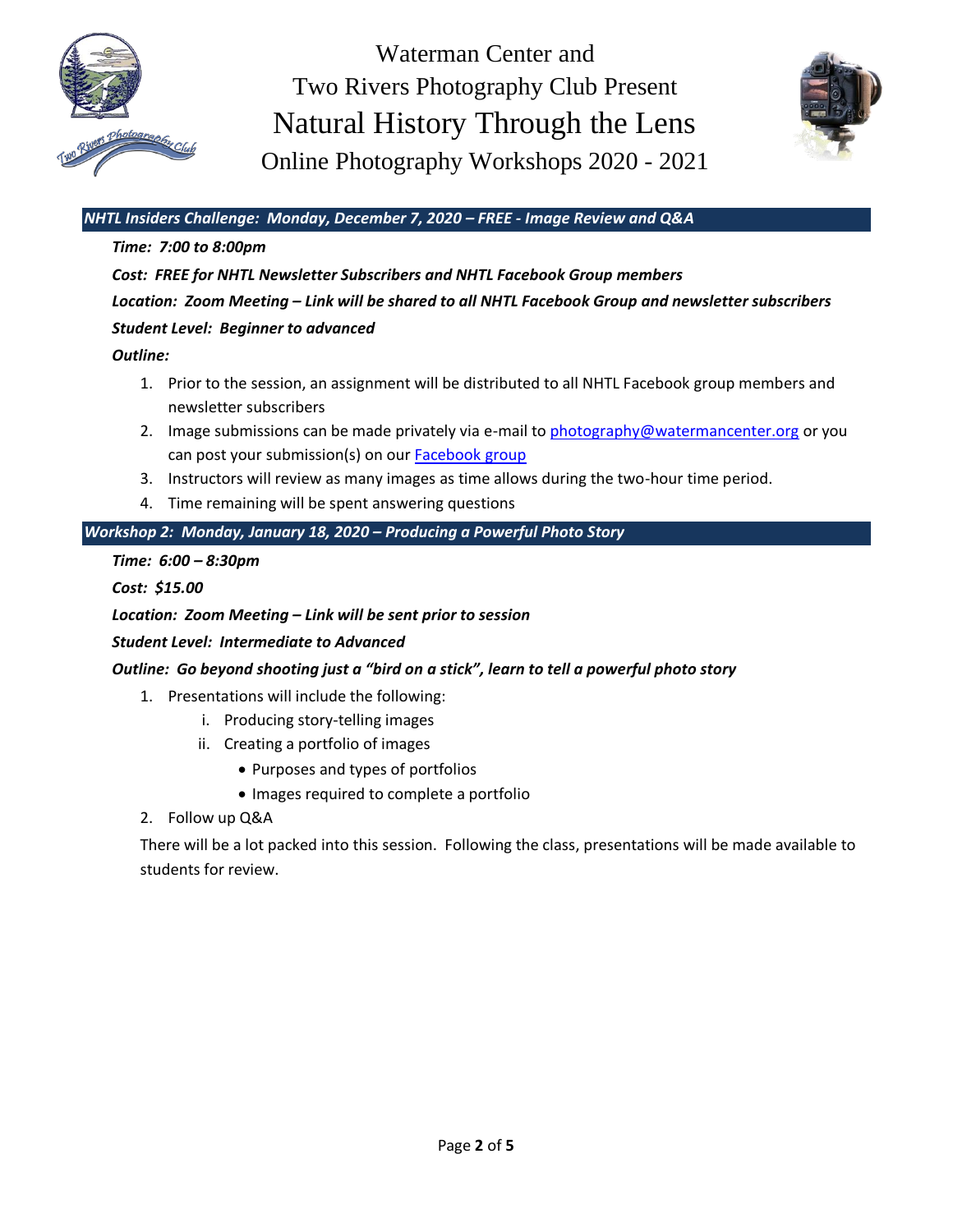# Waterman Center and
# Two Rivers Photography Club Present
# Natural History Through the Lens
## Online Photography Workshops 2020 - 2021

### *NHTL Insiders Challenge: Monday, December 7, 2020 – FREE - Image Review and Q&A*

***Time: 7:00 to 8:00pm***

***Cost: FREE for NHTL Newsletter Subscribers and NHTL Facebook Group members***

***Location: Zoom Meeting – Link will be shared to all NHTL Facebook Group and newsletter subscribers***

***Student Level: Beginner to advanced***

***Outline:***

1. Prior to the session, an assignment will be distributed to all NHTL Facebook group members and newsletter subscribers
2. Image submissions can be made privately via e-mail to photography@watermancenter.org or you can post your submission(s) on our Facebook group
3. Instructors will review as many images as time allows during the two-hour time period.
4. Time remaining will be spent answering questions

### *Workshop 2: Monday, January 18, 2020 – Producing a Powerful Photo Story*

***Time: 6:00 – 8:30pm***

***Cost: $15.00***

***Location: Zoom Meeting – Link will be sent prior to session***

***Student Level: Intermediate to Advanced***

***Outline: Go beyond shooting just a "bird on a stick", learn to tell a powerful photo story***

1. Presentations will include the following:
   i. Producing story-telling images
   ii. Creating a portfolio of images
      - Purposes and types of portfolios
      - Images required to complete a portfolio
2. Follow up Q&A

There will be a lot packed into this session. Following the class, presentations will be made available to students for review.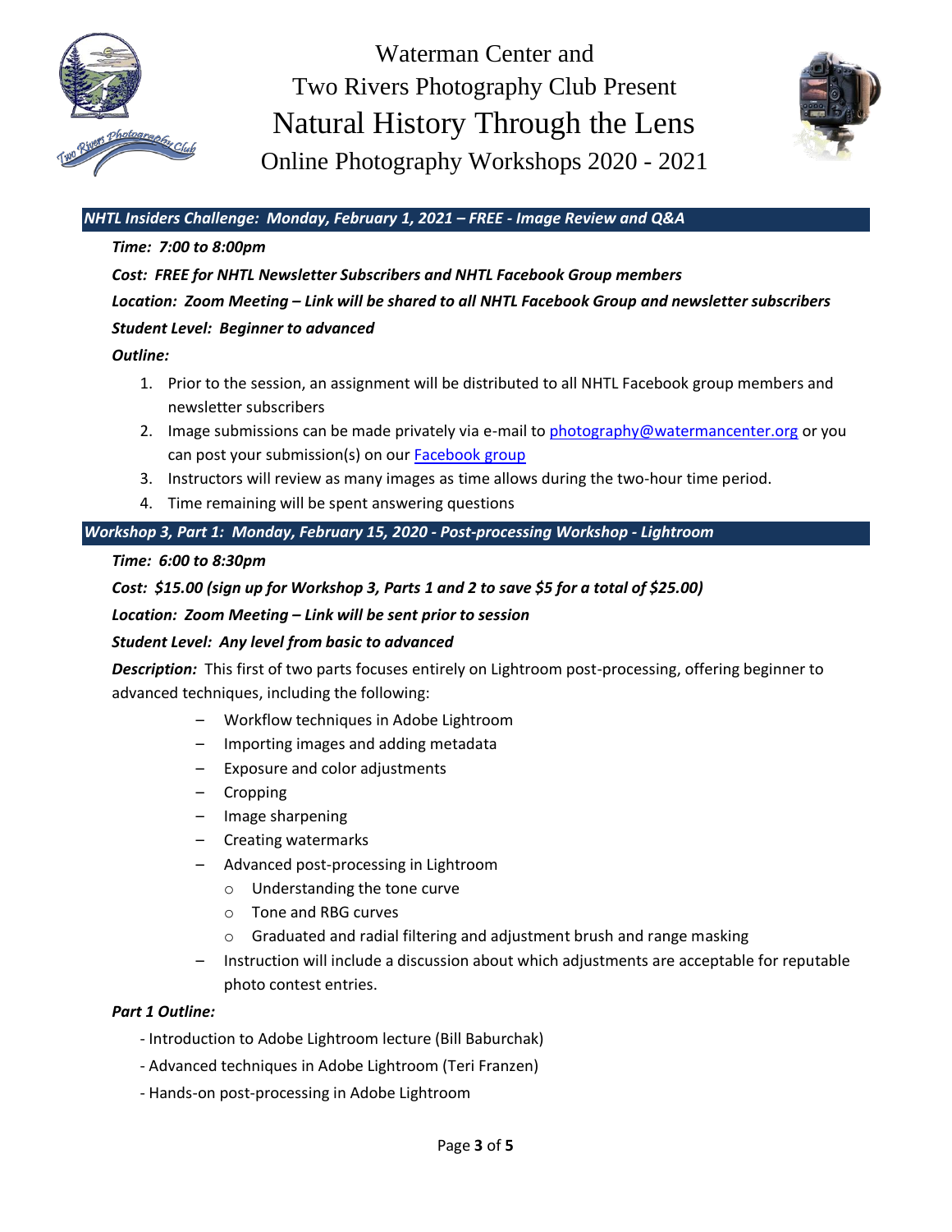# Waterman Center and Two Rivers Photography Club Present

# Natural History Through the Lens

## Online Photography Workshops 2020 - 2021

### *NHTL Insiders Challenge: Monday, February 1, 2021 – FREE - Image Review and Q&A*

***Time: 7:00 to 8:00pm***

***Cost: FREE for NHTL Newsletter Subscribers and NHTL Facebook Group members***

***Location: Zoom Meeting – Link will be shared to all NHTL Facebook Group and newsletter subscribers***

***Student Level: Beginner to advanced***

***Outline:***

1. Prior to the session, an assignment will be distributed to all NHTL Facebook group members and newsletter subscribers
2. Image submissions can be made privately via e-mail to photography@watermancenter.org or you can post your submission(s) on our Facebook group
3. Instructors will review as many images as time allows during the two-hour time period.
4. Time remaining will be spent answering questions

### *Workshop 3, Part 1: Monday, February 15, 2020 - Post-processing Workshop - Lightroom*

***Time: 6:00 to 8:30pm***

***Cost: $15.00 (sign up for Workshop 3, Parts 1 and 2 to save $5 for a total of $25.00)***

***Location: Zoom Meeting – Link will be sent prior to session***

***Student Level: Any level from basic to advanced***

***Description:*** This first of two parts focuses entirely on Lightroom post-processing, offering beginner to advanced techniques, including the following:

- Workflow techniques in Adobe Lightroom
- Importing images and adding metadata
- Exposure and color adjustments
- Cropping
- Image sharpening
- Creating watermarks
- Advanced post-processing in Lightroom
  - Understanding the tone curve
  - Tone and RBG curves
  - Graduated and radial filtering and adjustment brush and range masking
- Instruction will include a discussion about which adjustments are acceptable for reputable photo contest entries.

***Part 1 Outline:***

- Introduction to Adobe Lightroom lecture (Bill Baburchak)
- Advanced techniques in Adobe Lightroom (Teri Franzen)
- Hands-on post-processing in Adobe Lightroom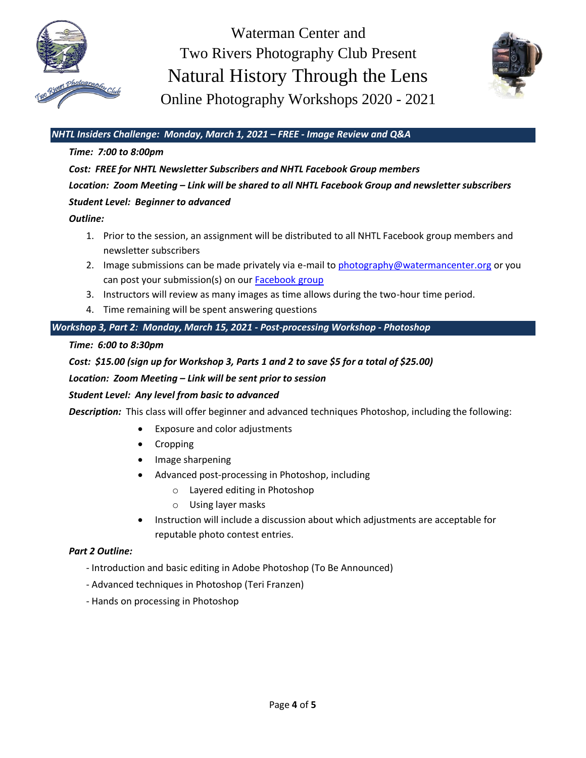# Waterman Center and Two Rivers Photography Club Present

# Natural History Through the Lens

## Online Photography Workshops 2020 - 2021

### *NHTL Insiders Challenge: Monday, March 1, 2021 – FREE - Image Review and Q&A*

***Time: 7:00 to 8:00pm***

***Cost: FREE for NHTL Newsletter Subscribers and NHTL Facebook Group members***

***Location: Zoom Meeting – Link will be shared to all NHTL Facebook Group and newsletter subscribers***

***Student Level: Beginner to advanced***

***Outline:***

1. Prior to the session, an assignment will be distributed to all NHTL Facebook group members and newsletter subscribers
2. Image submissions can be made privately via e-mail to photography@watermancenter.org or you can post your submission(s) on our Facebook group
3. Instructors will review as many images as time allows during the two-hour time period.
4. Time remaining will be spent answering questions

### *Workshop 3, Part 2: Monday, March 15, 2021 - Post-processing Workshop - Photoshop*

***Time: 6:00 to 8:30pm***

***Cost: $15.00 (sign up for Workshop 3, Parts 1 and 2 to save $5 for a total of $25.00)***

***Location: Zoom Meeting – Link will be sent prior to session***

***Student Level: Any level from basic to advanced***

***Description:*** This class will offer beginner and advanced techniques Photoshop, including the following:

- Exposure and color adjustments
- Cropping
- Image sharpening
- Advanced post-processing in Photoshop, including
  - Layered editing in Photoshop
  - Using layer masks
- Instruction will include a discussion about which adjustments are acceptable for reputable photo contest entries.

***Part 2 Outline:***

- Introduction and basic editing in Adobe Photoshop (To Be Announced)

- Advanced techniques in Photoshop (Teri Franzen)

- Hands on processing in Photoshop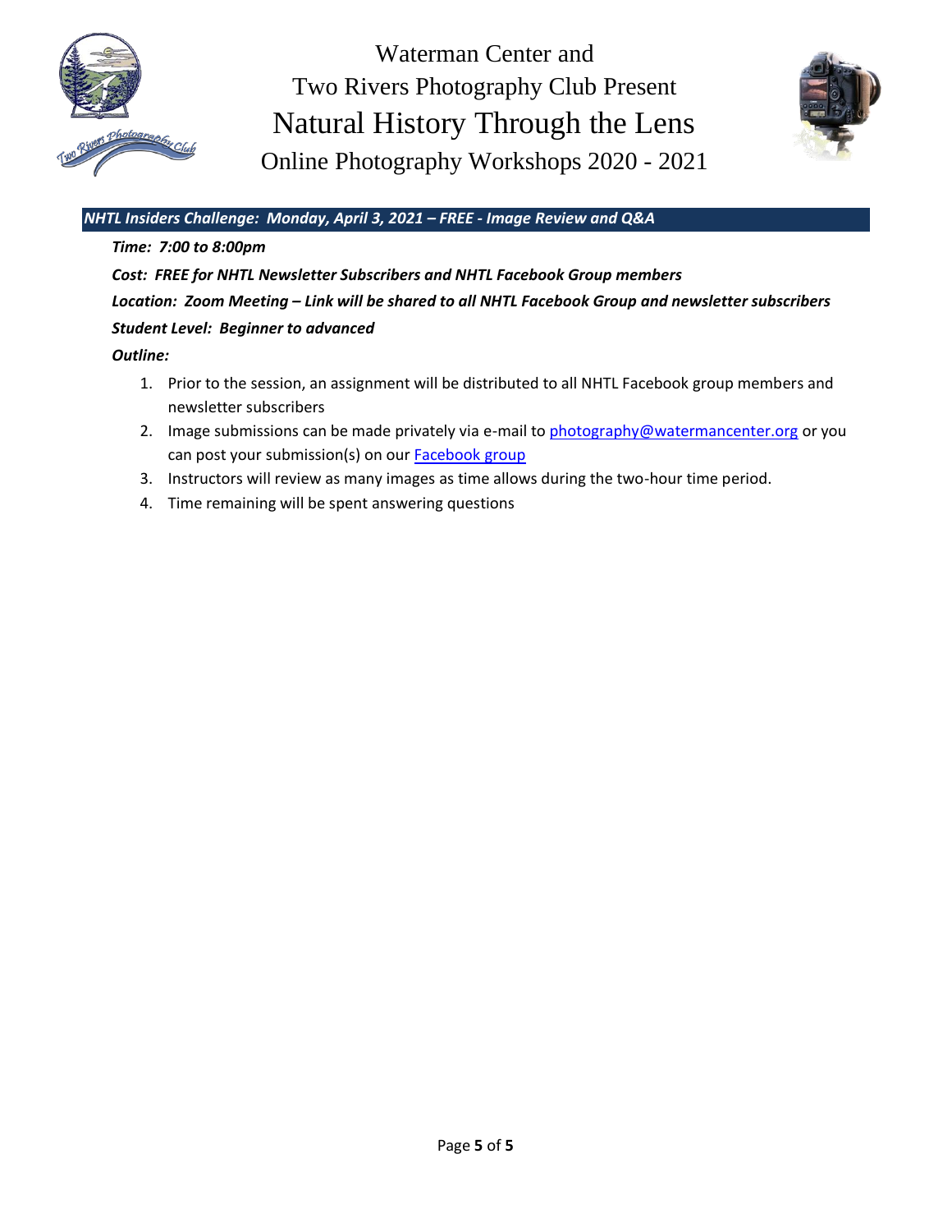Waterman Center and
Two Rivers Photography Club Present
Natural History Through the Lens
Online Photography Workshops 2020 - 2021

### *NHTL Insiders Challenge: Monday, April 3, 2021 – FREE - Image Review and Q&A*

***Time: 7:00 to 8:00pm***

***Cost: FREE for NHTL Newsletter Subscribers and NHTL Facebook Group members***

***Location: Zoom Meeting – Link will be shared to all NHTL Facebook Group and newsletter subscribers***

***Student Level: Beginner to advanced***

***Outline:***

1. Prior to the session, an assignment will be distributed to all NHTL Facebook group members and newsletter subscribers
2. Image submissions can be made privately via e-mail to photography@watermancenter.org or you can post your submission(s) on our Facebook group
3. Instructors will review as many images as time allows during the two-hour time period.
4. Time remaining will be spent answering questions